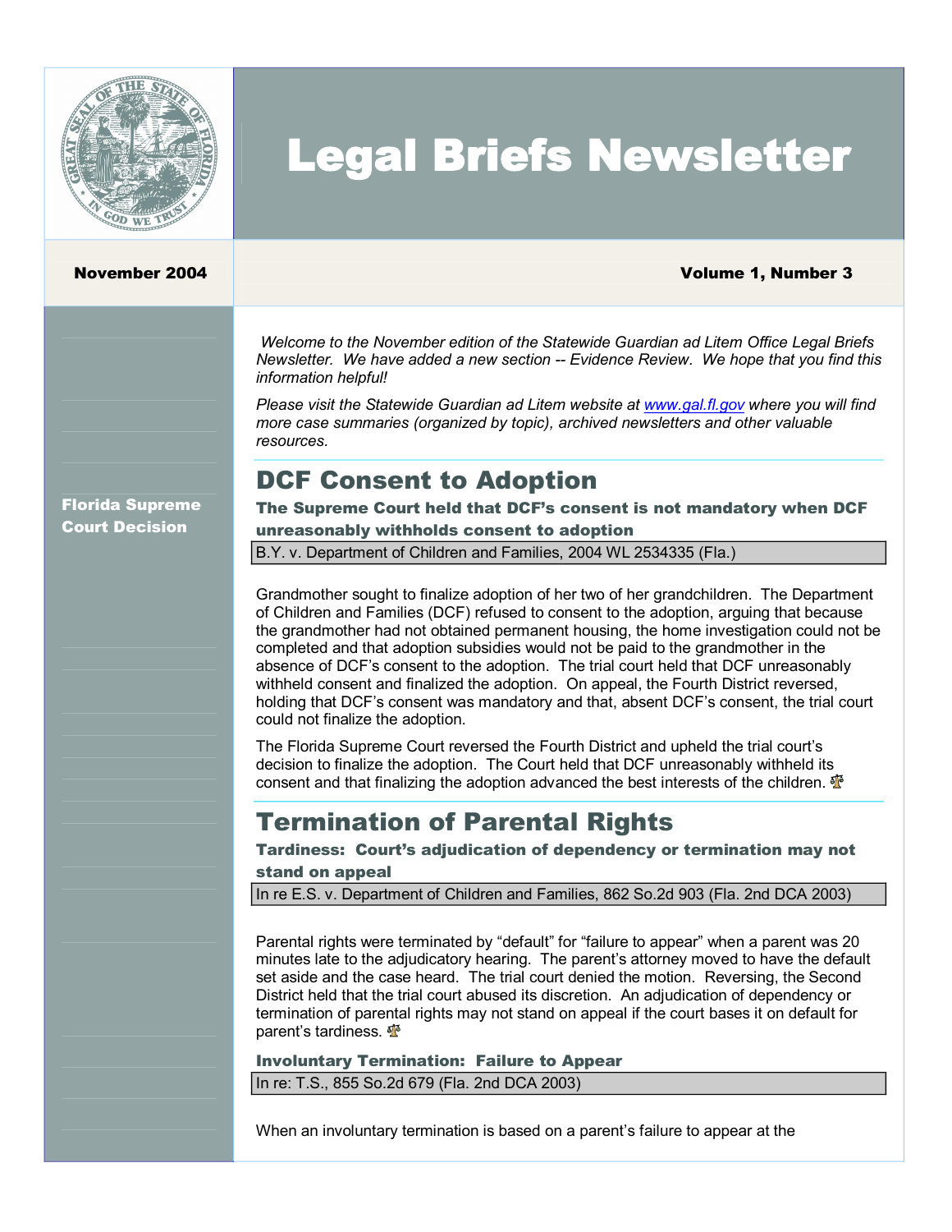# Legal Briefs Newsletter

**November 2004** **Volume 1, Number 3**

*Welcome to the November edition of the Statewide Guardian ad Litem Office Legal Briefs Newsletter. We have added a new section -- Evidence Review. We hope that you find this information helpful!*

*Please visit the Statewide Guardian ad Litem website at [www.gal.fl.gov](http://www.gal.fl.gov) where you will find more case summaries (organized by topic), archived newsletters and other valuable resources.*

**Florida Supreme Court Decision**

## DCF Consent to Adoption

### The Supreme Court held that DCF's consent is not mandatory when DCF unreasonably withholds consent to adoption

B.Y. v. Department of Children and Families, 2004 WL 2534335 (Fla.)

Grandmother sought to finalize adoption of her two of her grandchildren. The Department of Children and Families (DCF) refused to consent to the adoption, arguing that because the grandmother had not obtained permanent housing, the home investigation could not be completed and that adoption subsidies would not be paid to the grandmother in the absence of DCF's consent to the adoption. The trial court held that DCF unreasonably withheld consent and finalized the adoption. On appeal, the Fourth District reversed, holding that DCF's consent was mandatory and that, absent DCF's consent, the trial court could not finalize the adoption.

The Florida Supreme Court reversed the Fourth District and upheld the trial court's decision to finalize the adoption. The Court held that DCF unreasonably withheld its consent and that finalizing the adoption advanced the best interests of the children.

## Termination of Parental Rights

### Tardiness: Court's adjudication of dependency or termination may not stand on appeal

In re E.S. v. Department of Children and Families, 862 So.2d 903 (Fla. 2nd DCA 2003)

Parental rights were terminated by "default" for "failure to appear" when a parent was 20 minutes late to the adjudicatory hearing. The parent's attorney moved to have the default set aside and the case heard. The trial court denied the motion. Reversing, the Second District held that the trial court abused its discretion. An adjudication of dependency or termination of parental rights may not stand on appeal if the court bases it on default for parent's tardiness.

### Involuntary Termination: Failure to Appear

In re: T.S., 855 So.2d 679 (Fla. 2nd DCA 2003)

When an involuntary termination is based on a parent's failure to appear at the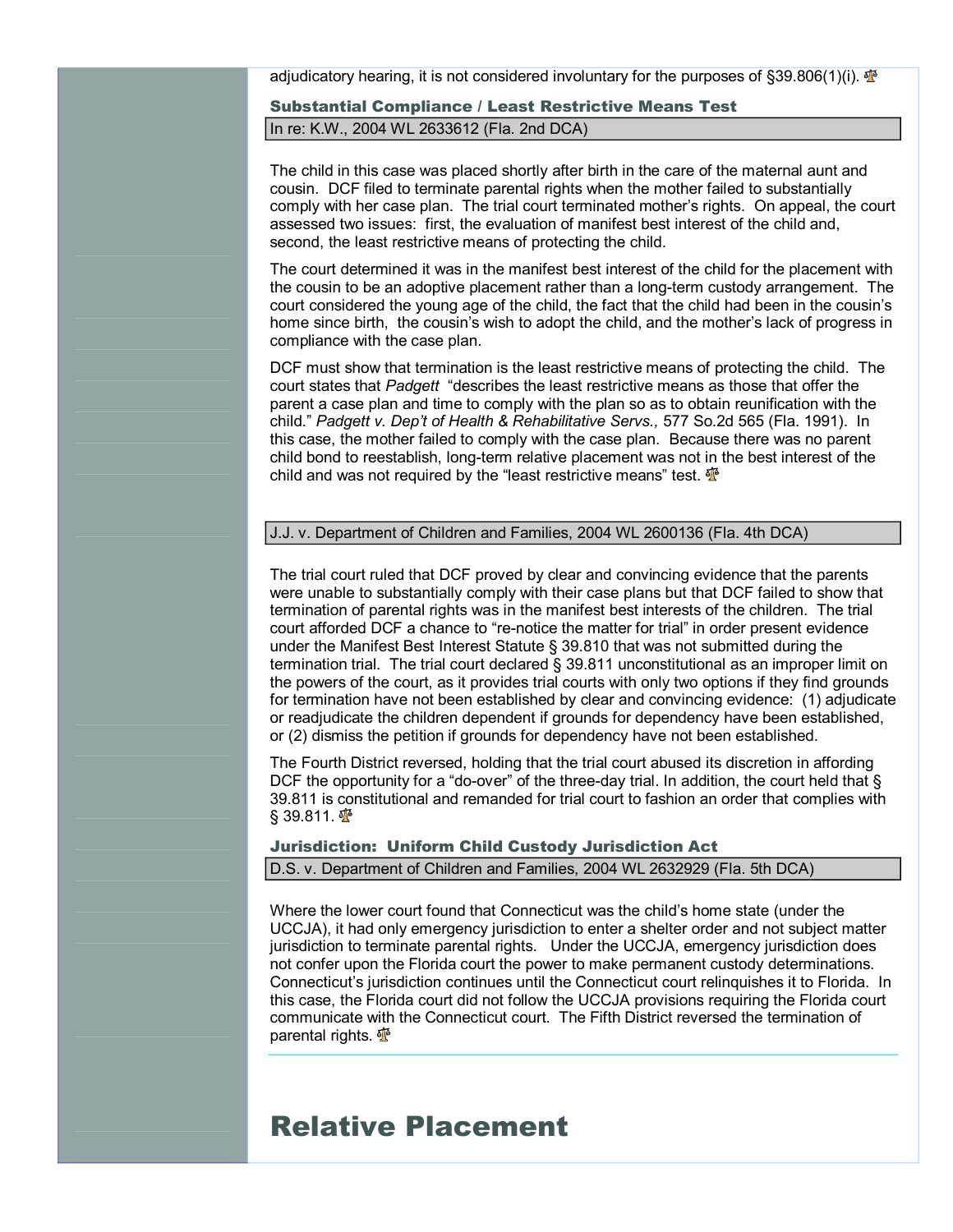adjudicatory hearing, it is not considered involuntary for the purposes of §39.806(1)(i).

### Substantial Compliance / Least Restrictive Means Test

In re: K.W., 2004 WL 2633612 (Fla. 2nd DCA)

The child in this case was placed shortly after birth in the care of the maternal aunt and cousin. DCF filed to terminate parental rights when the mother failed to substantially comply with her case plan. The trial court terminated mother's rights. On appeal, the court assessed two issues: first, the evaluation of manifest best interest of the child and, second, the least restrictive means of protecting the child.

The court determined it was in the manifest best interest of the child for the placement with the cousin to be an adoptive placement rather than a long-term custody arrangement. The court considered the young age of the child, the fact that the child had been in the cousin's home since birth, the cousin's wish to adopt the child, and the mother's lack of progress in compliance with the case plan.

DCF must show that termination is the least restrictive means of protecting the child. The court states that *Padgett* "describes the least restrictive means as those that offer the parent a case plan and time to comply with the plan so as to obtain reunification with the child." *Padgett v. Dep't of Health & Rehabilitative Servs.,* 577 So.2d 565 (Fla. 1991). In this case, the mother failed to comply with the case plan. Because there was no parent child bond to reestablish, long-term relative placement was not in the best interest of the child and was not required by the "least restrictive means" test.

J.J. v. Department of Children and Families, 2004 WL 2600136 (Fla. 4th DCA)

The trial court ruled that DCF proved by clear and convincing evidence that the parents were unable to substantially comply with their case plans but that DCF failed to show that termination of parental rights was in the manifest best interests of the children. The trial court afforded DCF a chance to "re-notice the matter for trial" in order present evidence under the Manifest Best Interest Statute § 39.810 that was not submitted during the termination trial. The trial court declared § 39.811 unconstitutional as an improper limit on the powers of the court, as it provides trial courts with only two options if they find grounds for termination have not been established by clear and convincing evidence: (1) adjudicate or readjudicate the children dependent if grounds for dependency have been established, or (2) dismiss the petition if grounds for dependency have not been established.

The Fourth District reversed, holding that the trial court abused its discretion in affording DCF the opportunity for a "do-over" of the three-day trial. In addition, the court held that § 39.811 is constitutional and remanded for trial court to fashion an order that complies with § 39.811.

### Jurisdiction: Uniform Child Custody Jurisdiction Act

D.S. v. Department of Children and Families, 2004 WL 2632929 (Fla. 5th DCA)

Where the lower court found that Connecticut was the child's home state (under the UCCJA), it had only emergency jurisdiction to enter a shelter order and not subject matter jurisdiction to terminate parental rights. Under the UCCJA, emergency jurisdiction does not confer upon the Florida court the power to make permanent custody determinations. Connecticut's jurisdiction continues until the Connecticut court relinquishes it to Florida. In this case, the Florida court did not follow the UCCJA provisions requiring the Florida court communicate with the Connecticut court. The Fifth District reversed the termination of parental rights.

# Relative Placement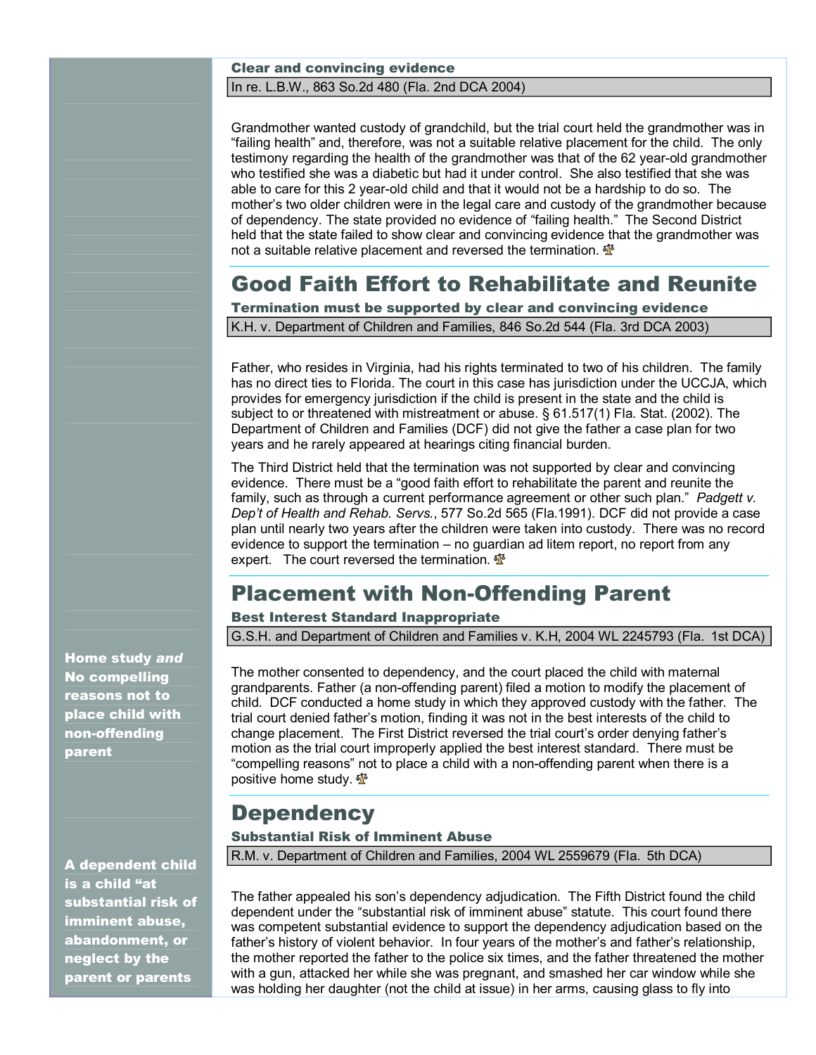### Clear and convincing evidence

In re. L.B.W., 863 So.2d 480 (Fla. 2nd DCA 2004)

Grandmother wanted custody of grandchild, but the trial court held the grandmother was in "failing health" and, therefore, was not a suitable relative placement for the child. The only testimony regarding the health of the grandmother was that of the 62 year-old grandmother who testified she was a diabetic but had it under control. She also testified that she was able to care for this 2 year-old child and that it would not be a hardship to do so. The mother's two older children were in the legal care and custody of the grandmother because of dependency. The state provided no evidence of "failing health." The Second District held that the state failed to show clear and convincing evidence that the grandmother was not a suitable relative placement and reversed the termination.

## Good Faith Effort to Rehabilitate and Reunite

### Termination must be supported by clear and convincing evidence

K.H. v. Department of Children and Families, 846 So.2d 544 (Fla. 3rd DCA 2003)

Father, who resides in Virginia, had his rights terminated to two of his children. The family has no direct ties to Florida. The court in this case has jurisdiction under the UCCJA, which provides for emergency jurisdiction if the child is present in the state and the child is subject to or threatened with mistreatment or abuse. § 61.517(1) Fla. Stat. (2002). The Department of Children and Families (DCF) did not give the father a case plan for two years and he rarely appeared at hearings citing financial burden.

The Third District held that the termination was not supported by clear and convincing evidence. There must be a "good faith effort to rehabilitate the parent and reunite the family, such as through a current performance agreement or other such plan." *Padgett v. Dep't of Health and Rehab. Servs.*, 577 So.2d 565 (Fla.1991). DCF did not provide a case plan until nearly two years after the children were taken into custody. There was no record evidence to support the termination – no guardian ad litem report, no report from any expert. The court reversed the termination.

## Placement with Non-Offending Parent

### Best Interest Standard Inappropriate

G.S.H. and Department of Children and Families v. K.H, 2004 WL 2245793 (Fla. 1st DCA)

**Home study *and* No compelling reasons not to place child with non-offending parent**

The mother consented to dependency, and the court placed the child with maternal grandparents. Father (a non-offending parent) filed a motion to modify the placement of child. DCF conducted a home study in which they approved custody with the father. The trial court denied father's motion, finding it was not in the best interests of the child to change placement. The First District reversed the trial court's order denying father's motion as the trial court improperly applied the best interest standard. There must be "compelling reasons" not to place a child with a non-offending parent when there is a positive home study.

## Dependency

### Substantial Risk of Imminent Abuse

R.M. v. Department of Children and Families, 2004 WL 2559679 (Fla. 5th DCA)

**A dependent child is a child "at substantial risk of imminent abuse, abandonment, or neglect by the parent or parents**

The father appealed his son's dependency adjudication. The Fifth District found the child dependent under the "substantial risk of imminent abuse" statute. This court found there was competent substantial evidence to support the dependency adjudication based on the father's history of violent behavior. In four years of the mother's and father's relationship, the mother reported the father to the police six times, and the father threatened the mother with a gun, attacked her while she was pregnant, and smashed her car window while she was holding her daughter (not the child at issue) in her arms, causing glass to fly into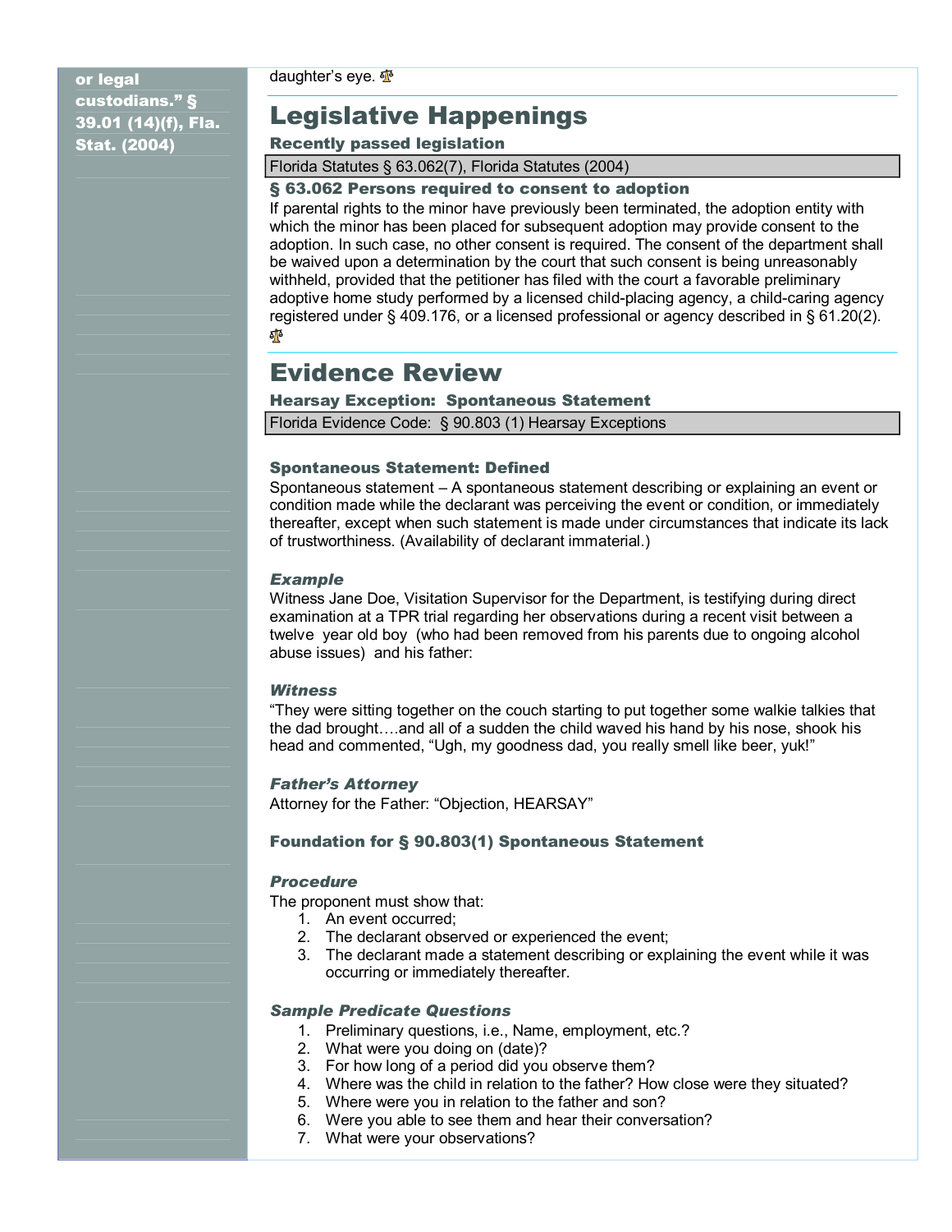or legal custodians." § 39.01 (14)(f), Fla. Stat. (2004)

daughter's eye.

# Legislative Happenings

### Recently passed legislation

| Florida Statutes § 63.062(7), Florida Statutes (2004) |
|---|

**§ 63.062 Persons required to consent to adoption**

If parental rights to the minor have previously been terminated, the adoption entity with which the minor has been placed for subsequent adoption may provide consent to the adoption. In such case, no other consent is required. The consent of the department shall be waived upon a determination by the court that such consent is being unreasonably withheld, provided that the petitioner has filed with the court a favorable preliminary adoptive home study performed by a licensed child-placing agency, a child-caring agency registered under § 409.176, or a licensed professional or agency described in § 61.20(2).

# Evidence Review

### Hearsay Exception: Spontaneous Statement

| Florida Evidence Code: § 90.803 (1) Hearsay Exceptions |
|---|

### Spontaneous Statement: Defined

Spontaneous statement – A spontaneous statement describing or explaining an event or condition made while the declarant was perceiving the event or condition, or immediately thereafter, except when such statement is made under circumstances that indicate its lack of trustworthiness. (Availability of declarant immaterial.)

#### *Example*

Witness Jane Doe, Visitation Supervisor for the Department, is testifying during direct examination at a TPR trial regarding her observations during a recent visit between a twelve year old boy (who had been removed from his parents due to ongoing alcohol abuse issues) and his father:

#### *Witness*

"They were sitting together on the couch starting to put together some walkie talkies that the dad brought….and all of a sudden the child waved his hand by his nose, shook his head and commented, "Ugh, my goodness dad, you really smell like beer, yuk!"

#### *Father's Attorney*

Attorney for the Father: "Objection, HEARSAY"

### Foundation for § 90.803(1) Spontaneous Statement

#### *Procedure*

The proponent must show that:

1. An event occurred;
2. The declarant observed or experienced the event;
3. The declarant made a statement describing or explaining the event while it was occurring or immediately thereafter.

#### *Sample Predicate Questions*

1. Preliminary questions, i.e., Name, employment, etc.?
2. What were you doing on (date)?
3. For how long of a period did you observe them?
4. Where was the child in relation to the father? How close were they situated?
5. Where were you in relation to the father and son?
6. Were you able to see them and hear their conversation?
7. What were your observations?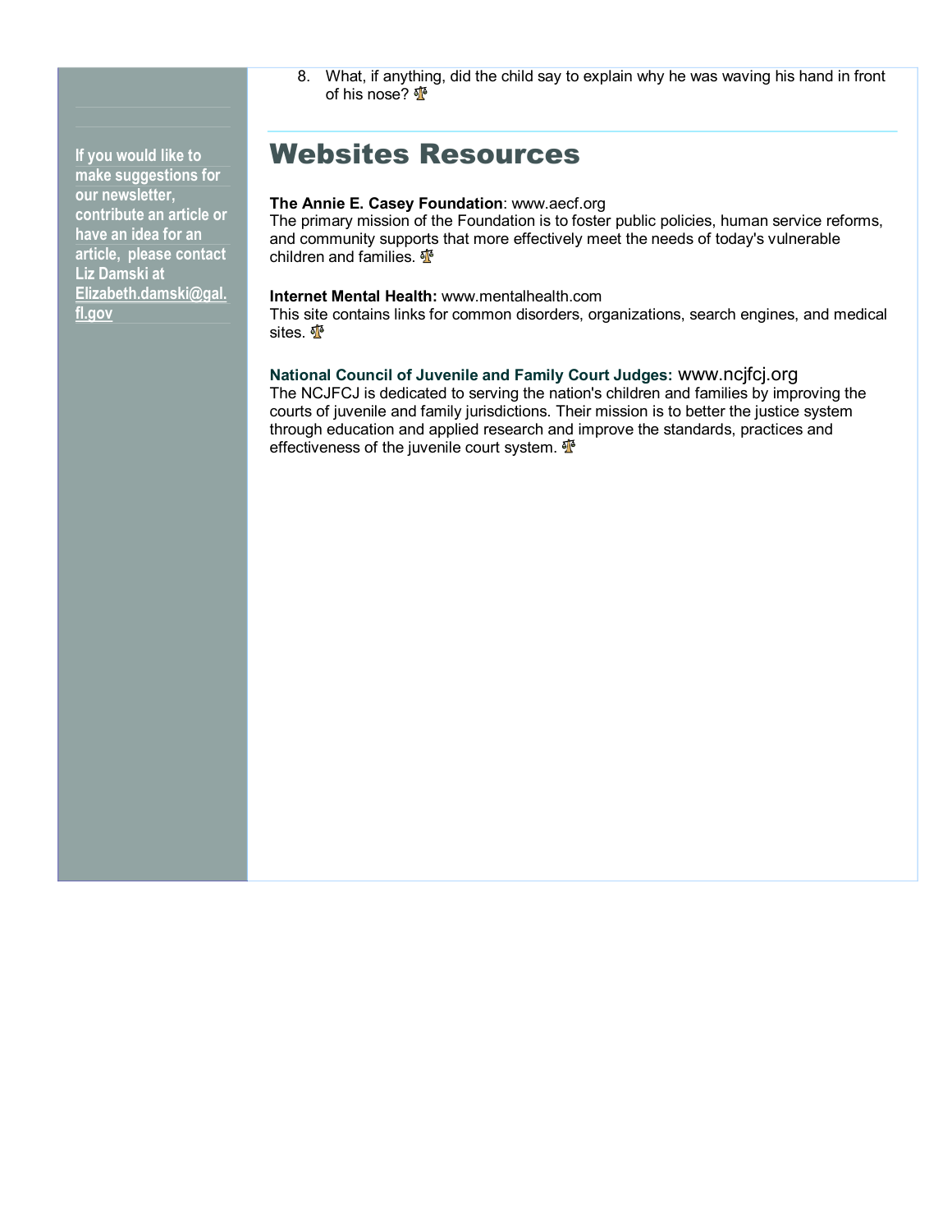8. What, if anything, did the child say to explain why he was waving his hand in front of his nose?

## Websites Resources

**The Annie E. Casey Foundation**: www.aecf.org
The primary mission of the Foundation is to foster public policies, human service reforms, and community supports that more effectively meet the needs of today's vulnerable children and families.

**Internet Mental Health:** www.mentalhealth.com
This site contains links for common disorders, organizations, search engines, and medical sites.

**National Council of Juvenile and Family Court Judges:** www.ncjfcj.org
The NCJFCJ is dedicated to serving the nation's children and families by improving the courts of juvenile and family jurisdictions. Their mission is to better the justice system through education and applied research and improve the standards, practices and effectiveness of the juvenile court system.

**If you would like to make suggestions for our newsletter, contribute an article or have an idea for an article, please contact Liz Damski at Elizabeth.damski@gal.fl.gov**